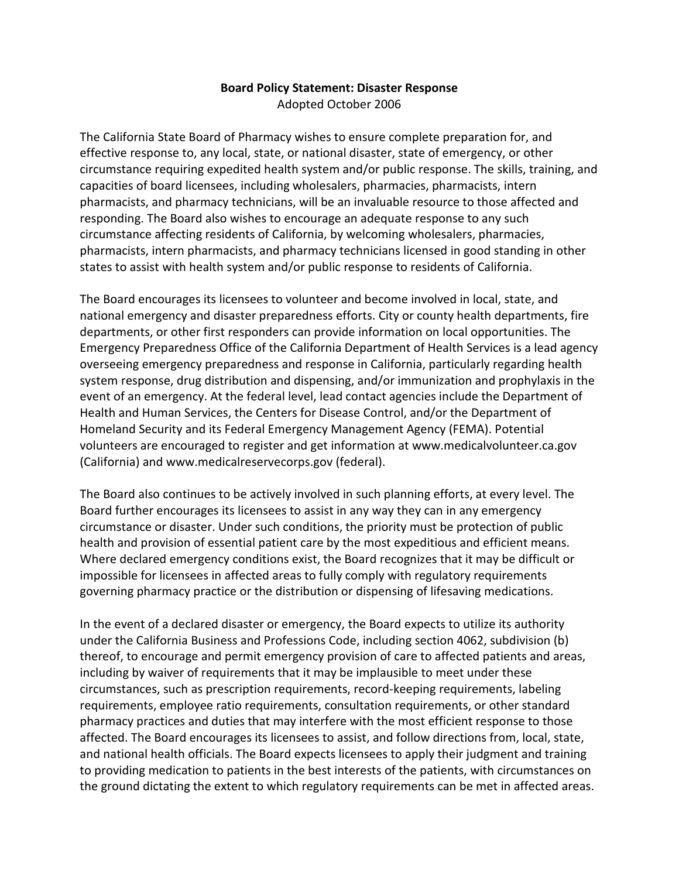**Board Policy Statement: Disaster Response**

Adopted October 2006

The California State Board of Pharmacy wishes to ensure complete preparation for, and effective response to, any local, state, or national disaster, state of emergency, or other circumstance requiring expedited health system and/or public response. The skills, training, and capacities of board licensees, including wholesalers, pharmacies, pharmacists, intern pharmacists, and pharmacy technicians, will be an invaluable resource to those affected and responding. The Board also wishes to encourage an adequate response to any such circumstance affecting residents of California, by welcoming wholesalers, pharmacies, pharmacists, intern pharmacists, and pharmacy technicians licensed in good standing in other states to assist with health system and/or public response to residents of California.

The Board encourages its licensees to volunteer and become involved in local, state, and national emergency and disaster preparedness efforts. City or county health departments, fire departments, or other first responders can provide information on local opportunities. The Emergency Preparedness Office of the California Department of Health Services is a lead agency overseeing emergency preparedness and response in California, particularly regarding health system response, drug distribution and dispensing, and/or immunization and prophylaxis in the event of an emergency. At the federal level, lead contact agencies include the Department of Health and Human Services, the Centers for Disease Control, and/or the Department of Homeland Security and its Federal Emergency Management Agency (FEMA). Potential volunteers are encouraged to register and get information at www.medicalvolunteer.ca.gov (California) and www.medicalreservecorps.gov (federal).

The Board also continues to be actively involved in such planning efforts, at every level. The Board further encourages its licensees to assist in any way they can in any emergency circumstance or disaster. Under such conditions, the priority must be protection of public health and provision of essential patient care by the most expeditious and efficient means. Where declared emergency conditions exist, the Board recognizes that it may be difficult or impossible for licensees in affected areas to fully comply with regulatory requirements governing pharmacy practice or the distribution or dispensing of lifesaving medications.

In the event of a declared disaster or emergency, the Board expects to utilize its authority under the California Business and Professions Code, including section 4062, subdivision (b) thereof, to encourage and permit emergency provision of care to affected patients and areas, including by waiver of requirements that it may be implausible to meet under these circumstances, such as prescription requirements, record-keeping requirements, labeling requirements, employee ratio requirements, consultation requirements, or other standard pharmacy practices and duties that may interfere with the most efficient response to those affected. The Board encourages its licensees to assist, and follow directions from, local, state, and national health officials. The Board expects licensees to apply their judgment and training to providing medication to patients in the best interests of the patients, with circumstances on the ground dictating the extent to which regulatory requirements can be met in affected areas.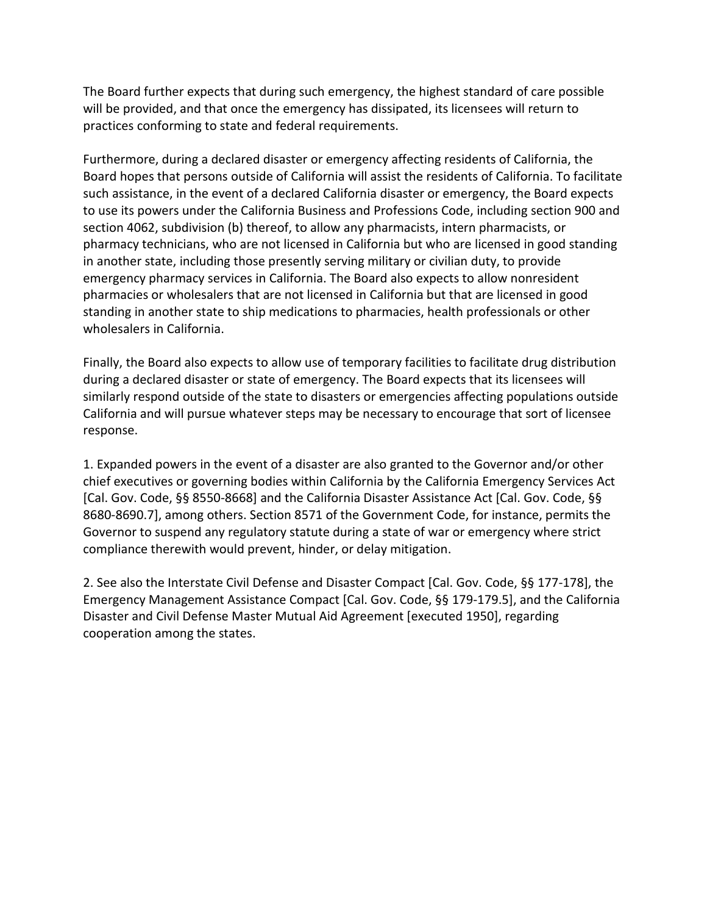The Board further expects that during such emergency, the highest standard of care possible will be provided, and that once the emergency has dissipated, its licensees will return to practices conforming to state and federal requirements.

Furthermore, during a declared disaster or emergency affecting residents of California, the Board hopes that persons outside of California will assist the residents of California. To facilitate such assistance, in the event of a declared California disaster or emergency, the Board expects to use its powers under the California Business and Professions Code, including section 900 and section 4062, subdivision (b) thereof, to allow any pharmacists, intern pharmacists, or pharmacy technicians, who are not licensed in California but who are licensed in good standing in another state, including those presently serving military or civilian duty, to provide emergency pharmacy services in California. The Board also expects to allow nonresident pharmacies or wholesalers that are not licensed in California but that are licensed in good standing in another state to ship medications to pharmacies, health professionals or other wholesalers in California.

Finally, the Board also expects to allow use of temporary facilities to facilitate drug distribution during a declared disaster or state of emergency. The Board expects that its licensees will similarly respond outside of the state to disasters or emergencies affecting populations outside California and will pursue whatever steps may be necessary to encourage that sort of licensee response.

1. Expanded powers in the event of a disaster are also granted to the Governor and/or other chief executives or governing bodies within California by the California Emergency Services Act [Cal. Gov. Code, §§ 8550-8668] and the California Disaster Assistance Act [Cal. Gov. Code, §§ 8680-8690.7], among others. Section 8571 of the Government Code, for instance, permits the Governor to suspend any regulatory statute during a state of war or emergency where strict compliance therewith would prevent, hinder, or delay mitigation.

2. See also the Interstate Civil Defense and Disaster Compact [Cal. Gov. Code, §§ 177-178], the Emergency Management Assistance Compact [Cal. Gov. Code, §§ 179-179.5], and the California Disaster and Civil Defense Master Mutual Aid Agreement [executed 1950], regarding cooperation among the states.